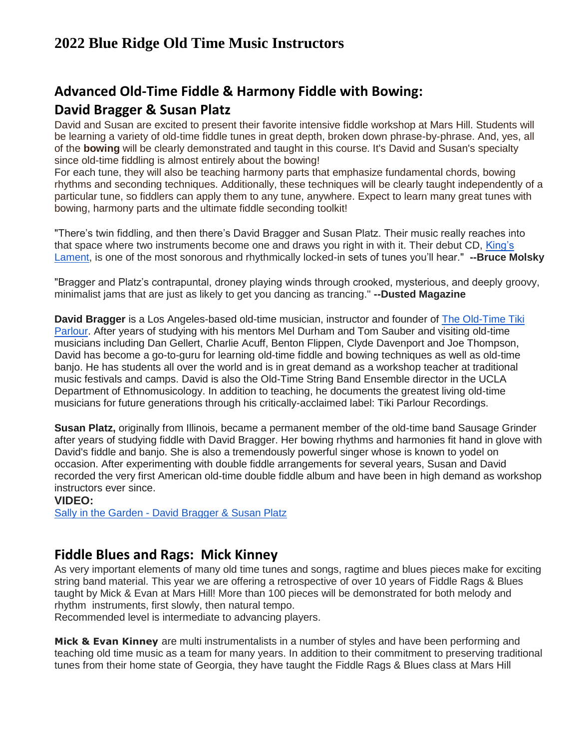# 2022 Blue Ridge Old Time Music Instructors

## Advanced Old-Time Fiddle & Harmony Fiddle with Bowing:

## David Bragger & Susan Platz

David and Susan are excited to present their favorite intensive fiddle workshop at Mars Hill. Students will be learning a variety of old-time fiddle tunes in great depth, broken down phrase-by-phrase. And, yes, all of the **bowing** will be clearly demonstrated and taught in this course. It's David and Susan's specialty since old-time fiddling is almost entirely about the bowing!

For each tune, they will also be teaching harmony parts that emphasize fundamental chords, bowing rhythms and seconding techniques. Additionally, these techniques will be clearly taught independently of a particular tune, so fiddlers can apply them to any tune, anywhere. Expect to learn many great tunes with bowing, harmony parts and the ultimate fiddle seconding toolkit!

"There's twin fiddling, and then there's David Bragger and Susan Platz. Their music really reaches into that space where two instruments become one and draws you right in with it. Their debut CD, King's Lament, is one of the most sonorous and rhythmically locked-in sets of tunes you'll hear." **--Bruce Molsky**

"Bragger and Platz's contrapuntal, droney playing winds through crooked, mysterious, and deeply groovy, minimalist jams that are just as likely to get you dancing as trancing." **--Dusted Magazine**

**David Bragger** is a Los Angeles-based old-time musician, instructor and founder of The Old-Time Tiki Parlour. After years of studying with his mentors Mel Durham and Tom Sauber and visiting old-time musicians including Dan Gellert, Charlie Acuff, Benton Flippen, Clyde Davenport and Joe Thompson, David has become a go-to-guru for learning old-time fiddle and bowing techniques as well as old-time banjo. He has students all over the world and is in great demand as a workshop teacher at traditional music festivals and camps. David is also the Old-Time String Band Ensemble director in the UCLA Department of Ethnomusicology. In addition to teaching, he documents the greatest living old-time musicians for future generations through his critically-acclaimed label: Tiki Parlour Recordings.

**Susan Platz,** originally from Illinois, became a permanent member of the old-time band Sausage Grinder after years of studying fiddle with David Bragger. Her bowing rhythms and harmonies fit hand in glove with David's fiddle and banjo. She is also a tremendously powerful singer whose is known to yodel on occasion. After experimenting with double fiddle arrangements for several years, Susan and David recorded the very first American old-time double fiddle album and have been in high demand as workshop instructors ever since.

**VIDEO:**

Sally in the Garden - David Bragger & Susan Platz

## Fiddle Blues and Rags: Mick Kinney

As very important elements of many old time tunes and songs, ragtime and blues pieces make for exciting string band material. This year we are offering a retrospective of over 10 years of Fiddle Rags & Blues taught by Mick & Evan at Mars Hill! More than 100 pieces will be demonstrated for both melody and rhythm instruments, first slowly, then natural tempo.

Recommended level is intermediate to advancing players.

**Mick & Evan Kinney** are multi instrumentalists in a number of styles and have been performing and teaching old time music as a team for many years. In addition to their commitment to preserving traditional tunes from their home state of Georgia, they have taught the Fiddle Rags & Blues class at Mars Hill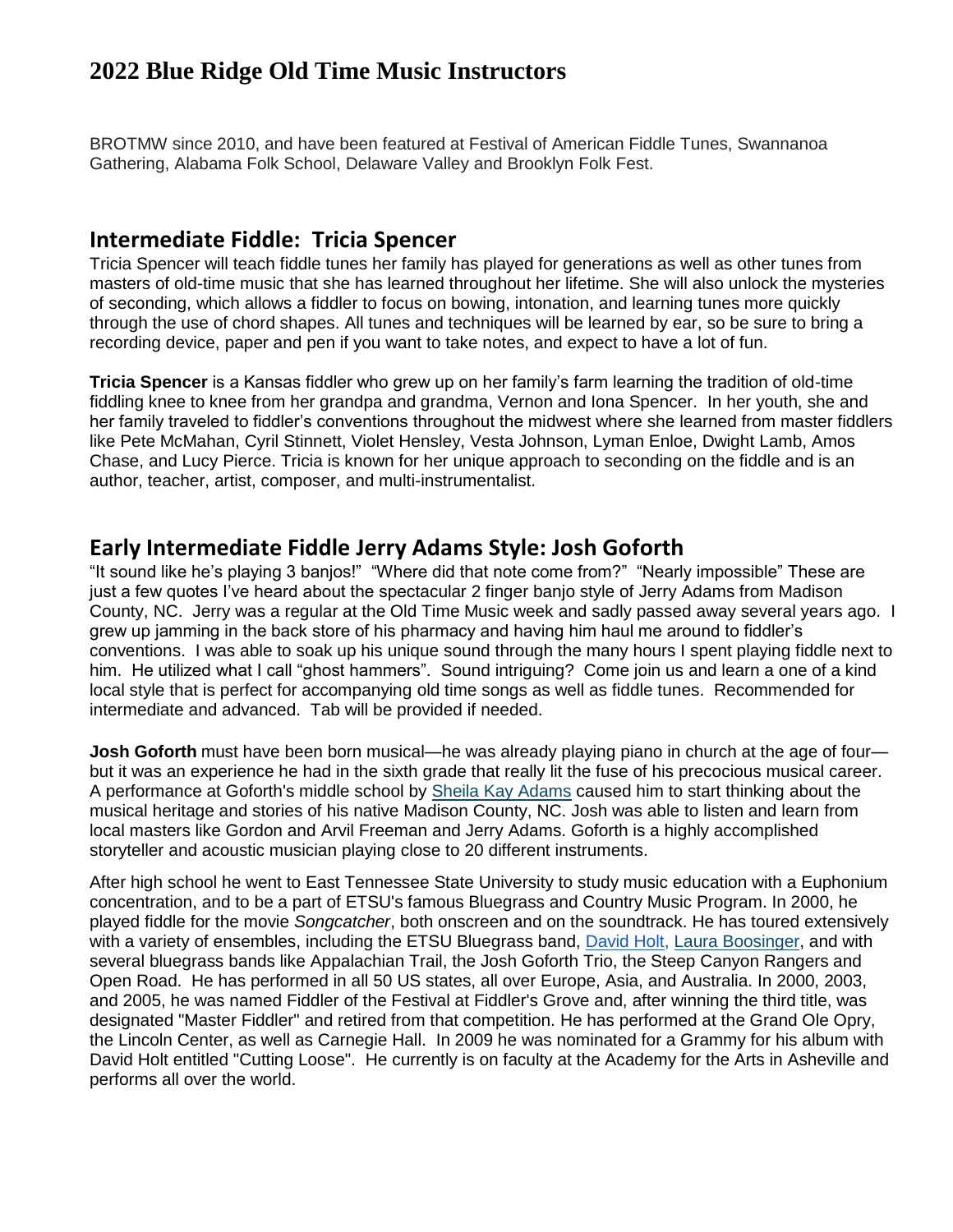BROTMW since 2010, and have been featured at Festival of American Fiddle Tunes, Swannanoa Gathering, Alabama Folk School, Delaware Valley and Brooklyn Folk Fest.

## Intermediate Fiddle: Tricia Spencer

Tricia Spencer will teach fiddle tunes her family has played for generations as well as other tunes from masters of old-time music that she has learned throughout her lifetime. She will also unlock the mysteries of seconding, which allows a fiddler to focus on bowing, intonation, and learning tunes more quickly through the use of chord shapes. All tunes and techniques will be learned by ear, so be sure to bring a recording device, paper and pen if you want to take notes, and expect to have a lot of fun.

**Tricia Spencer** is a Kansas fiddler who grew up on her family's farm learning the tradition of old-time fiddling knee to knee from her grandpa and grandma, Vernon and Iona Spencer. In her youth, she and her family traveled to fiddler's conventions throughout the midwest where she learned from master fiddlers like Pete McMahan, Cyril Stinnett, Violet Hensley, Vesta Johnson, Lyman Enloe, Dwight Lamb, Amos Chase, and Lucy Pierce. Tricia is known for her unique approach to seconding on the fiddle and is an author, teacher, artist, composer, and multi-instrumentalist.

## Early Intermediate Fiddle Jerry Adams Style: Josh Goforth

"It sound like he's playing 3 banjos!" "Where did that note come from?" "Nearly impossible" These are just a few quotes I've heard about the spectacular 2 finger banjo style of Jerry Adams from Madison County, NC. Jerry was a regular at the Old Time Music week and sadly passed away several years ago. I grew up jamming in the back store of his pharmacy and having him haul me around to fiddler's conventions. I was able to soak up his unique sound through the many hours I spent playing fiddle next to him. He utilized what I call "ghost hammers". Sound intriguing? Come join us and learn a one of a kind local style that is perfect for accompanying old time songs as well as fiddle tunes. Recommended for intermediate and advanced. Tab will be provided if needed.

**Josh Goforth** must have been born musical—he was already playing piano in church at the age of four—but it was an experience he had in the sixth grade that really lit the fuse of his precocious musical career. A performance at Goforth's middle school by Sheila Kay Adams caused him to start thinking about the musical heritage and stories of his native Madison County, NC. Josh was able to listen and learn from local masters like Gordon and Arvil Freeman and Jerry Adams. Goforth is a highly accomplished storyteller and acoustic musician playing close to 20 different instruments.

After high school he went to East Tennessee State University to study music education with a Euphonium concentration, and to be a part of ETSU's famous Bluegrass and Country Music Program. In 2000, he played fiddle for the movie *Songcatcher*, both onscreen and on the soundtrack. He has toured extensively with a variety of ensembles, including the ETSU Bluegrass band, David Holt, Laura Boosinger, and with several bluegrass bands like Appalachian Trail, the Josh Goforth Trio, the Steep Canyon Rangers and Open Road. He has performed in all 50 US states, all over Europe, Asia, and Australia. In 2000, 2003, and 2005, he was named Fiddler of the Festival at Fiddler's Grove and, after winning the third title, was designated "Master Fiddler" and retired from that competition. He has performed at the Grand Ole Opry, the Lincoln Center, as well as Carnegie Hall. In 2009 he was nominated for a Grammy for his album with David Holt entitled "Cutting Loose". He currently is on faculty at the Academy for the Arts in Asheville and performs all over the world.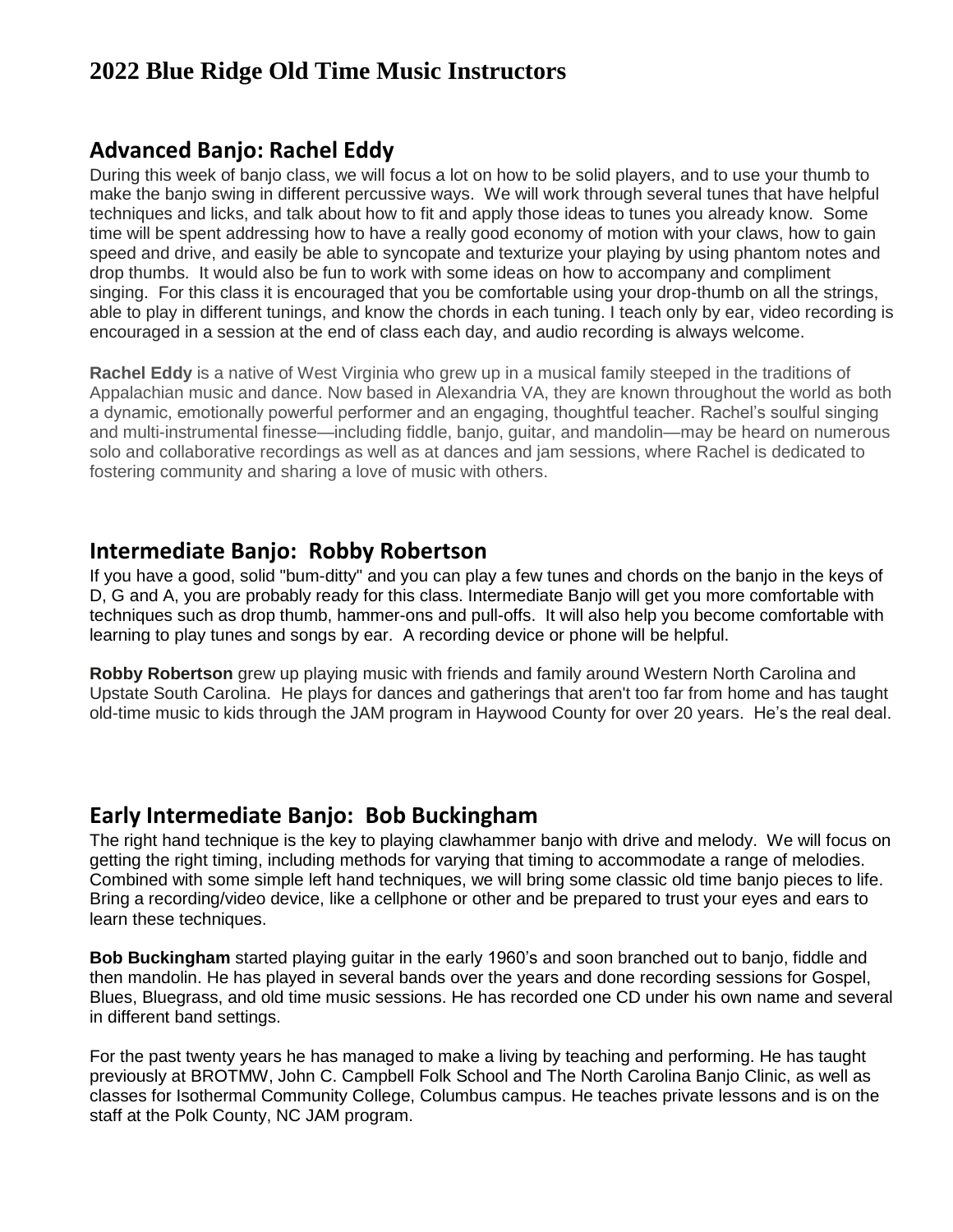# 2022 Blue Ridge Old Time Music Instructors

## Advanced Banjo: Rachel Eddy

During this week of banjo class, we will focus a lot on how to be solid players, and to use your thumb to make the banjo swing in different percussive ways. We will work through several tunes that have helpful techniques and licks, and talk about how to fit and apply those ideas to tunes you already know. Some time will be spent addressing how to have a really good economy of motion with your claws, how to gain speed and drive, and easily be able to syncopate and texturize your playing by using phantom notes and drop thumbs. It would also be fun to work with some ideas on how to accompany and compliment singing. For this class it is encouraged that you be comfortable using your drop-thumb on all the strings, able to play in different tunings, and know the chords in each tuning. I teach only by ear, video recording is encouraged in a session at the end of class each day, and audio recording is always welcome.

**Rachel Eddy** is a native of West Virginia who grew up in a musical family steeped in the traditions of Appalachian music and dance. Now based in Alexandria VA, they are known throughout the world as both a dynamic, emotionally powerful performer and an engaging, thoughtful teacher. Rachel's soulful singing and multi-instrumental finesse—including fiddle, banjo, guitar, and mandolin—may be heard on numerous solo and collaborative recordings as well as at dances and jam sessions, where Rachel is dedicated to fostering community and sharing a love of music with others.

## Intermediate Banjo: Robby Robertson

If you have a good, solid "bum-ditty" and you can play a few tunes and chords on the banjo in the keys of D, G and A, you are probably ready for this class. Intermediate Banjo will get you more comfortable with techniques such as drop thumb, hammer-ons and pull-offs. It will also help you become comfortable with learning to play tunes and songs by ear. A recording device or phone will be helpful.

**Robby Robertson** grew up playing music with friends and family around Western North Carolina and Upstate South Carolina. He plays for dances and gatherings that aren't too far from home and has taught old-time music to kids through the JAM program in Haywood County for over 20 years. He's the real deal.

## Early Intermediate Banjo: Bob Buckingham

The right hand technique is the key to playing clawhammer banjo with drive and melody. We will focus on getting the right timing, including methods for varying that timing to accommodate a range of melodies. Combined with some simple left hand techniques, we will bring some classic old time banjo pieces to life. Bring a recording/video device, like a cellphone or other and be prepared to trust your eyes and ears to learn these techniques.

**Bob Buckingham** started playing guitar in the early 1960's and soon branched out to banjo, fiddle and then mandolin. He has played in several bands over the years and done recording sessions for Gospel, Blues, Bluegrass, and old time music sessions. He has recorded one CD under his own name and several in different band settings.

For the past twenty years he has managed to make a living by teaching and performing. He has taught previously at BROTMW, John C. Campbell Folk School and The North Carolina Banjo Clinic, as well as classes for Isothermal Community College, Columbus campus. He teaches private lessons and is on the staff at the Polk County, NC JAM program.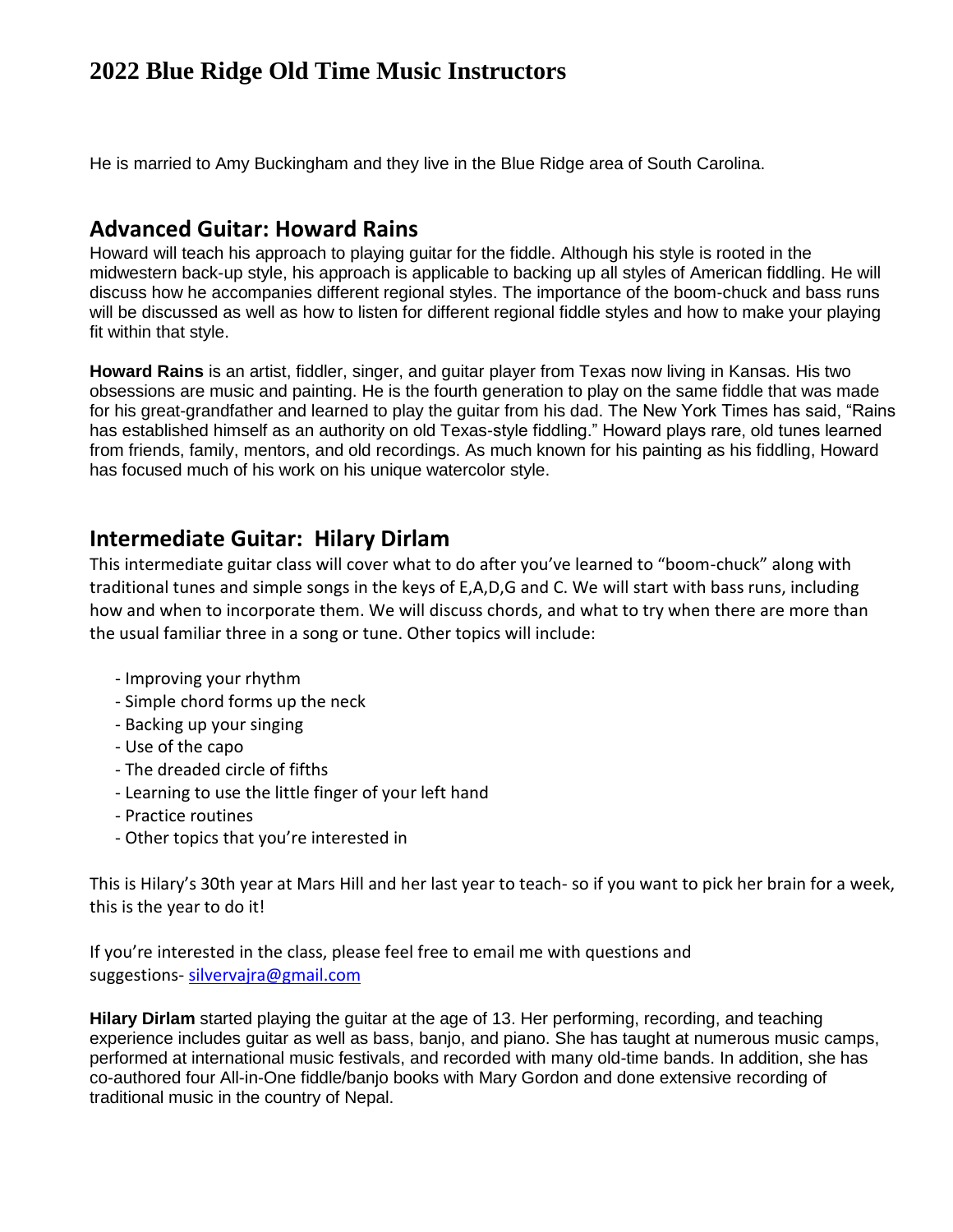# 2022 Blue Ridge Old Time Music Instructors

He is married to Amy Buckingham and they live in the Blue Ridge area of South Carolina.

## Advanced Guitar: Howard Rains

Howard will teach his approach to playing guitar for the fiddle. Although his style is rooted in the midwestern back-up style, his approach is applicable to backing up all styles of American fiddling. He will discuss how he accompanies different regional styles. The importance of the boom-chuck and bass runs will be discussed as well as how to listen for different regional fiddle styles and how to make your playing fit within that style.

**Howard Rains** is an artist, fiddler, singer, and guitar player from Texas now living in Kansas. His two obsessions are music and painting. He is the fourth generation to play on the same fiddle that was made for his great-grandfather and learned to play the guitar from his dad. The New York Times has said, "Rains has established himself as an authority on old Texas-style fiddling." Howard plays rare, old tunes learned from friends, family, mentors, and old recordings. As much known for his painting as his fiddling, Howard has focused much of his work on his unique watercolor style.

## Intermediate Guitar: Hilary Dirlam

This intermediate guitar class will cover what to do after you've learned to "boom-chuck" along with traditional tunes and simple songs in the keys of E,A,D,G and C. We will start with bass runs, including how and when to incorporate them. We will discuss chords, and what to try when there are more than the usual familiar three in a song or tune. Other topics will include:

- Improving your rhythm
- Simple chord forms up the neck
- Backing up your singing
- Use of the capo
- The dreaded circle of fifths
- Learning to use the little finger of your left hand
- Practice routines
- Other topics that you're interested in

This is Hilary's 30th year at Mars Hill and her last year to teach- so if you want to pick her brain for a week, this is the year to do it!

If you're interested in the class, please feel free to email me with questions and suggestions- silvervajra@gmail.com

**Hilary Dirlam** started playing the guitar at the age of 13. Her performing, recording, and teaching experience includes guitar as well as bass, banjo, and piano. She has taught at numerous music camps, performed at international music festivals, and recorded with many old-time bands. In addition, she has co-authored four All-in-One fiddle/banjo books with Mary Gordon and done extensive recording of traditional music in the country of Nepal.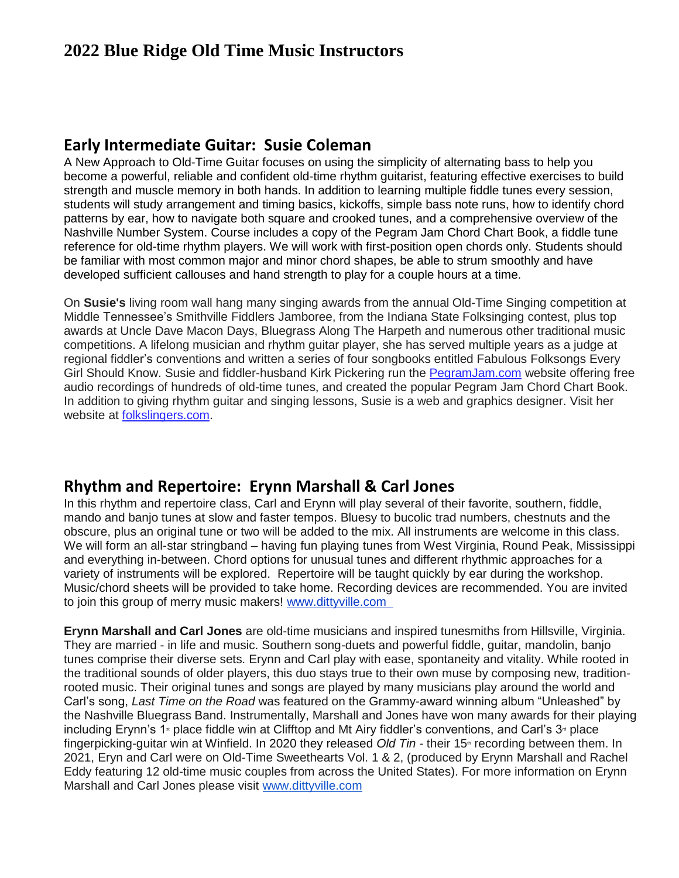# 2022 Blue Ridge Old Time Music Instructors

## Early Intermediate Guitar: Susie Coleman

A New Approach to Old-Time Guitar focuses on using the simplicity of alternating bass to help you become a powerful, reliable and confident old-time rhythm guitarist, featuring effective exercises to build strength and muscle memory in both hands. In addition to learning multiple fiddle tunes every session, students will study arrangement and timing basics, kickoffs, simple bass note runs, how to identify chord patterns by ear, how to navigate both square and crooked tunes, and a comprehensive overview of the Nashville Number System. Course includes a copy of the Pegram Jam Chord Chart Book, a fiddle tune reference for old-time rhythm players. We will work with first-position open chords only. Students should be familiar with most common major and minor chord shapes, be able to strum smoothly and have developed sufficient callouses and hand strength to play for a couple hours at a time.

On **Susie's** living room wall hang many singing awards from the annual Old-Time Singing competition at Middle Tennessee's Smithville Fiddlers Jamboree, from the Indiana State Folksinging contest, plus top awards at Uncle Dave Macon Days, Bluegrass Along The Harpeth and numerous other traditional music competitions. A lifelong musician and rhythm guitar player, she has served multiple years as a judge at regional fiddler's conventions and written a series of four songbooks entitled Fabulous Folksongs Every Girl Should Know. Susie and fiddler-husband Kirk Pickering run the [PegramJam.com](PegramJam.com) website offering free audio recordings of hundreds of old-time tunes, and created the popular Pegram Jam Chord Chart Book. In addition to giving rhythm guitar and singing lessons, Susie is a web and graphics designer. Visit her website at [folkslingers.com](folkslingers.com).

## Rhythm and Repertoire: Erynn Marshall & Carl Jones

In this rhythm and repertoire class, Carl and Erynn will play several of their favorite, southern, fiddle, mando and banjo tunes at slow and faster tempos. Bluesy to bucolic trad numbers, chestnuts and the obscure, plus an original tune or two will be added to the mix. All instruments are welcome in this class. We will form an all-star stringband – having fun playing tunes from West Virginia, Round Peak, Mississippi and everything in-between. Chord options for unusual tunes and different rhythmic approaches for a variety of instruments will be explored. Repertoire will be taught quickly by ear during the workshop. Music/chord sheets will be provided to take home. Recording devices are recommended. You are invited to join this group of merry music makers! [www.dittyville.com](www.dittyville.com)

**Erynn Marshall and Carl Jones** are old-time musicians and inspired tunesmiths from Hillsville, Virginia. They are married - in life and music. Southern song-duets and powerful fiddle, guitar, mandolin, banjo tunes comprise their diverse sets. Erynn and Carl play with ease, spontaneity and vitality. While rooted in the traditional sounds of older players, this duo stays true to their own muse by composing new, tradition-rooted music. Their original tunes and songs are played by many musicians play around the world and Carl's song, *Last Time on the Road* was featured on the Grammy-award winning album "Unleashed" by the Nashville Bluegrass Band. Instrumentally, Marshall and Jones have won many awards for their playing including Erynn's 1st place fiddle win at Clifftop and Mt Airy fiddler's conventions, and Carl's 3rd place fingerpicking-guitar win at Winfield. In 2020 they released *Old Tin* - their 15th recording between them. In 2021, Eryn and Carl were on Old-Time Sweethearts Vol. 1 & 2, (produced by Erynn Marshall and Rachel Eddy featuring 12 old-time music couples from across the United States). For more information on Erynn Marshall and Carl Jones please visit [www.dittyville.com](www.dittyville.com)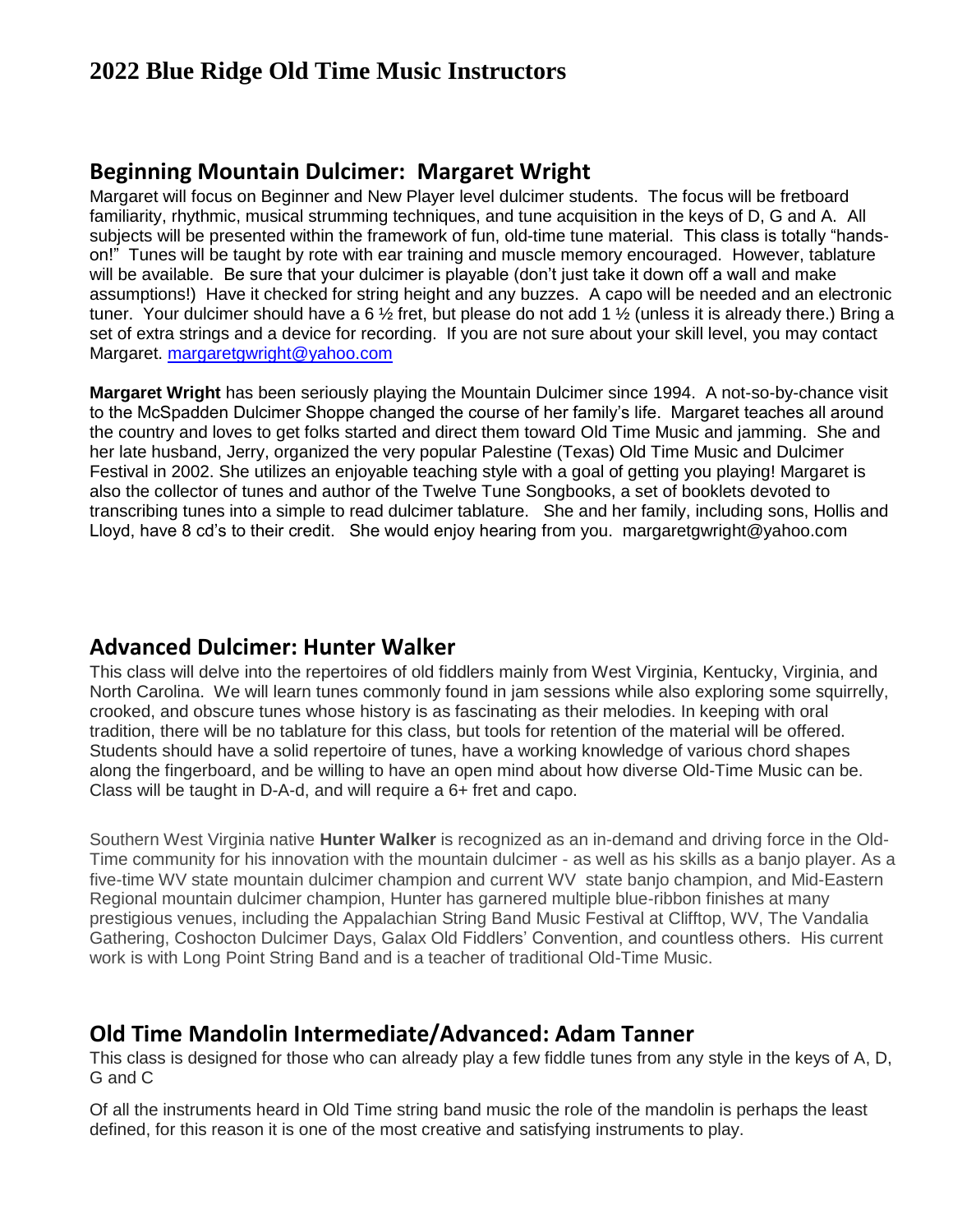# 2022 Blue Ridge Old Time Music Instructors

## Beginning Mountain Dulcimer: Margaret Wright

Margaret will focus on Beginner and New Player level dulcimer students. The focus will be fretboard familiarity, rhythmic, musical strumming techniques, and tune acquisition in the keys of D, G and A. All subjects will be presented within the framework of fun, old-time tune material. This class is totally "hands-on!" Tunes will be taught by rote with ear training and muscle memory encouraged. However, tablature will be available. Be sure that your dulcimer is playable (don't just take it down off a wall and make assumptions!) Have it checked for string height and any buzzes. A capo will be needed and an electronic tuner. Your dulcimer should have a 6 ½ fret, but please do not add 1 ½ (unless it is already there.) Bring a set of extra strings and a device for recording. If you are not sure about your skill level, you may contact Margaret. margaretgwright@yahoo.com

**Margaret Wright** has been seriously playing the Mountain Dulcimer since 1994. A not-so-by-chance visit to the McSpadden Dulcimer Shoppe changed the course of her family's life. Margaret teaches all around the country and loves to get folks started and direct them toward Old Time Music and jamming. She and her late husband, Jerry, organized the very popular Palestine (Texas) Old Time Music and Dulcimer Festival in 2002. She utilizes an enjoyable teaching style with a goal of getting you playing! Margaret is also the collector of tunes and author of the Twelve Tune Songbooks, a set of booklets devoted to transcribing tunes into a simple to read dulcimer tablature. She and her family, including sons, Hollis and Lloyd, have 8 cd's to their credit. She would enjoy hearing from you. margaretgwright@yahoo.com

## Advanced Dulcimer: Hunter Walker

This class will delve into the repertoires of old fiddlers mainly from West Virginia, Kentucky, Virginia, and North Carolina. We will learn tunes commonly found in jam sessions while also exploring some squirrelly, crooked, and obscure tunes whose history is as fascinating as their melodies. In keeping with oral tradition, there will be no tablature for this class, but tools for retention of the material will be offered. Students should have a solid repertoire of tunes, have a working knowledge of various chord shapes along the fingerboard, and be willing to have an open mind about how diverse Old-Time Music can be. Class will be taught in D-A-d, and will require a 6+ fret and capo.

Southern West Virginia native **Hunter Walker** is recognized as an in-demand and driving force in the Old-Time community for his innovation with the mountain dulcimer - as well as his skills as a banjo player. As a five-time WV state mountain dulcimer champion and current WV state banjo champion, and Mid-Eastern Regional mountain dulcimer champion, Hunter has garnered multiple blue-ribbon finishes at many prestigious venues, including the Appalachian String Band Music Festival at Clifftop, WV, The Vandalia Gathering, Coshocton Dulcimer Days, Galax Old Fiddlers' Convention, and countless others. His current work is with Long Point String Band and is a teacher of traditional Old-Time Music.

## Old Time Mandolin Intermediate/Advanced: Adam Tanner

This class is designed for those who can already play a few fiddle tunes from any style in the keys of A, D, G and C

Of all the instruments heard in Old Time string band music the role of the mandolin is perhaps the least defined, for this reason it is one of the most creative and satisfying instruments to play.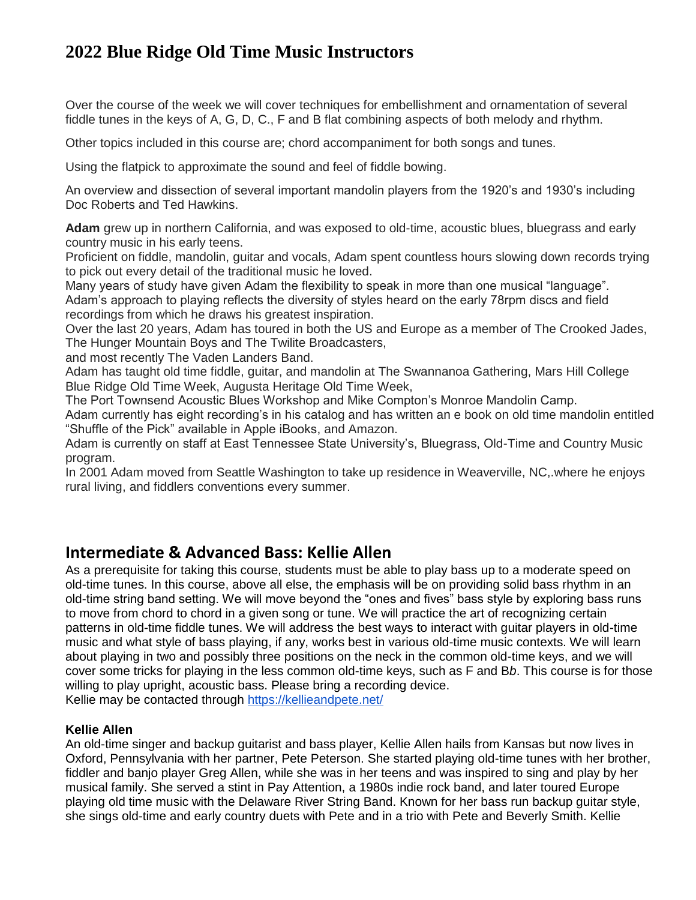# 2022 Blue Ridge Old Time Music Instructors

Over the course of the week we will cover techniques for embellishment and ornamentation of several fiddle tunes in the keys of A, G, D, C., F and B flat combining aspects of both melody and rhythm.

Other topics included in this course are; chord accompaniment for both songs and tunes.

Using the flatpick to approximate the sound and feel of fiddle bowing.

An overview and dissection of several important mandolin players from the 1920's and 1930's including Doc Roberts and Ted Hawkins.

**Adam** grew up in northern California, and was exposed to old-time, acoustic blues, bluegrass and early country music in his early teens.
Proficient on fiddle, mandolin, guitar and vocals, Adam spent countless hours slowing down records trying to pick out every detail of the traditional music he loved.
Many years of study have given Adam the flexibility to speak in more than one musical "language".
Adam's approach to playing reflects the diversity of styles heard on the early 78rpm discs and field recordings from which he draws his greatest inspiration.
Over the last 20 years, Adam has toured in both the US and Europe as a member of The Crooked Jades, The Hunger Mountain Boys and The Twilite Broadcasters,
and most recently The Vaden Landers Band.
Adam has taught old time fiddle, guitar, and mandolin at The Swannanoa Gathering, Mars Hill College Blue Ridge Old Time Week, Augusta Heritage Old Time Week,
The Port Townsend Acoustic Blues Workshop and Mike Compton's Monroe Mandolin Camp.
Adam currently has eight recording's in his catalog and has written an e book on old time mandolin entitled "Shuffle of the Pick" available in Apple iBooks, and Amazon.
Adam is currently on staff at East Tennessee State University's, Bluegrass, Old-Time and Country Music program.
In 2001 Adam moved from Seattle Washington to take up residence in Weaverville, NC,.where he enjoys rural living, and fiddlers conventions every summer.

## Intermediate & Advanced Bass: Kellie Allen

As a prerequisite for taking this course, students must be able to play bass up to a moderate speed on old-time tunes. In this course, above all else, the emphasis will be on providing solid bass rhythm in an old-time string band setting. We will move beyond the "ones and fives" bass style by exploring bass runs to move from chord to chord in a given song or tune. We will practice the art of recognizing certain patterns in old-time fiddle tunes. We will address the best ways to interact with guitar players in old-time music and what style of bass playing, if any, works best in various old-time music contexts. We will learn about playing in two and possibly three positions on the neck in the common old-time keys, and we will cover some tricks for playing in the less common old-time keys, such as F and B*b*. This course is for those willing to play upright, acoustic bass. Please bring a recording device.
Kellie may be contacted through https://kellieandpete.net/

**Kellie Allen**

An old-time singer and backup guitarist and bass player, Kellie Allen hails from Kansas but now lives in Oxford, Pennsylvania with her partner, Pete Peterson. She started playing old-time tunes with her brother, fiddler and banjo player Greg Allen, while she was in her teens and was inspired to sing and play by her musical family. She served a stint in Pay Attention, a 1980s indie rock band, and later toured Europe playing old time music with the Delaware River String Band. Known for her bass run backup guitar style, she sings old-time and early country duets with Pete and in a trio with Pete and Beverly Smith. Kellie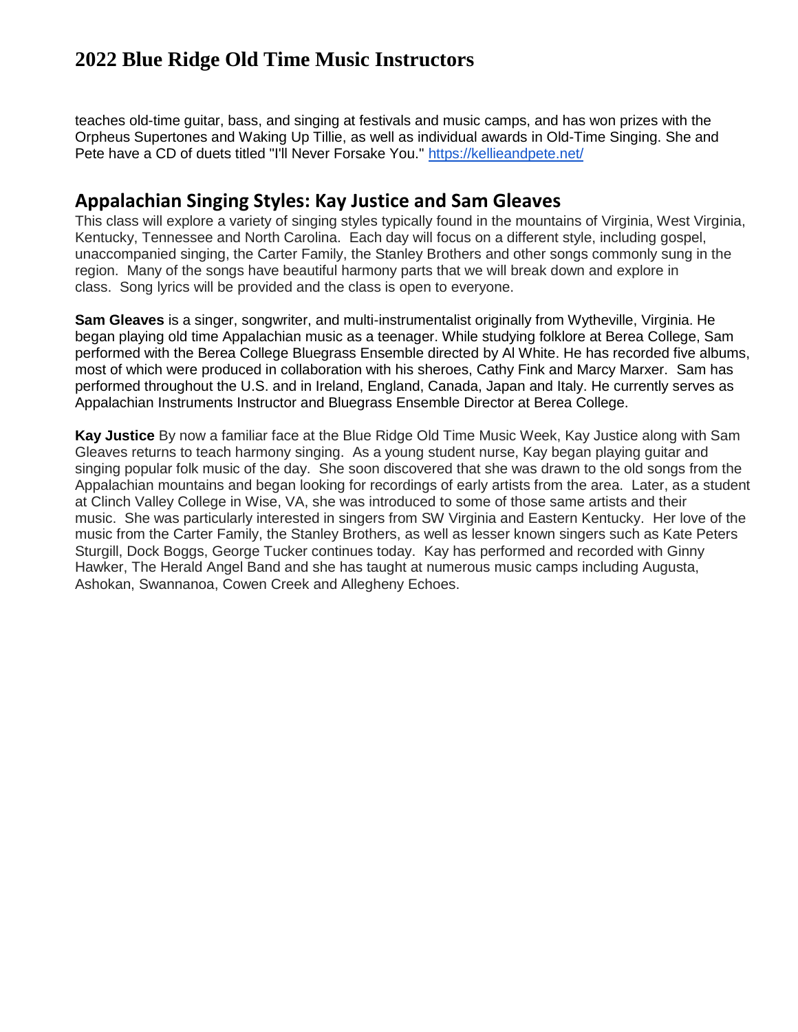teaches old-time guitar, bass, and singing at festivals and music camps, and has won prizes with the Orpheus Supertones and Waking Up Tillie, as well as individual awards in Old-Time Singing. She and Pete have a CD of duets titled "I'll Never Forsake You." https://kellieandpete.net/

## Appalachian Singing Styles: Kay Justice and Sam Gleaves

This class will explore a variety of singing styles typically found in the mountains of Virginia, West Virginia, Kentucky, Tennessee and North Carolina. Each day will focus on a different style, including gospel, unaccompanied singing, the Carter Family, the Stanley Brothers and other songs commonly sung in the region. Many of the songs have beautiful harmony parts that we will break down and explore in class. Song lyrics will be provided and the class is open to everyone.

**Sam Gleaves** is a singer, songwriter, and multi-instrumentalist originally from Wytheville, Virginia. He began playing old time Appalachian music as a teenager. While studying folklore at Berea College, Sam performed with the Berea College Bluegrass Ensemble directed by Al White. He has recorded five albums, most of which were produced in collaboration with his sheroes, Cathy Fink and Marcy Marxer. Sam has performed throughout the U.S. and in Ireland, England, Canada, Japan and Italy. He currently serves as Appalachian Instruments Instructor and Bluegrass Ensemble Director at Berea College.

**Kay Justice** By now a familiar face at the Blue Ridge Old Time Music Week, Kay Justice along with Sam Gleaves returns to teach harmony singing. As a young student nurse, Kay began playing guitar and singing popular folk music of the day. She soon discovered that she was drawn to the old songs from the Appalachian mountains and began looking for recordings of early artists from the area. Later, as a student at Clinch Valley College in Wise, VA, she was introduced to some of those same artists and their music. She was particularly interested in singers from SW Virginia and Eastern Kentucky. Her love of the music from the Carter Family, the Stanley Brothers, as well as lesser known singers such as Kate Peters Sturgill, Dock Boggs, George Tucker continues today. Kay has performed and recorded with Ginny Hawker, The Herald Angel Band and she has taught at numerous music camps including Augusta, Ashokan, Swannanoa, Cowen Creek and Allegheny Echoes.